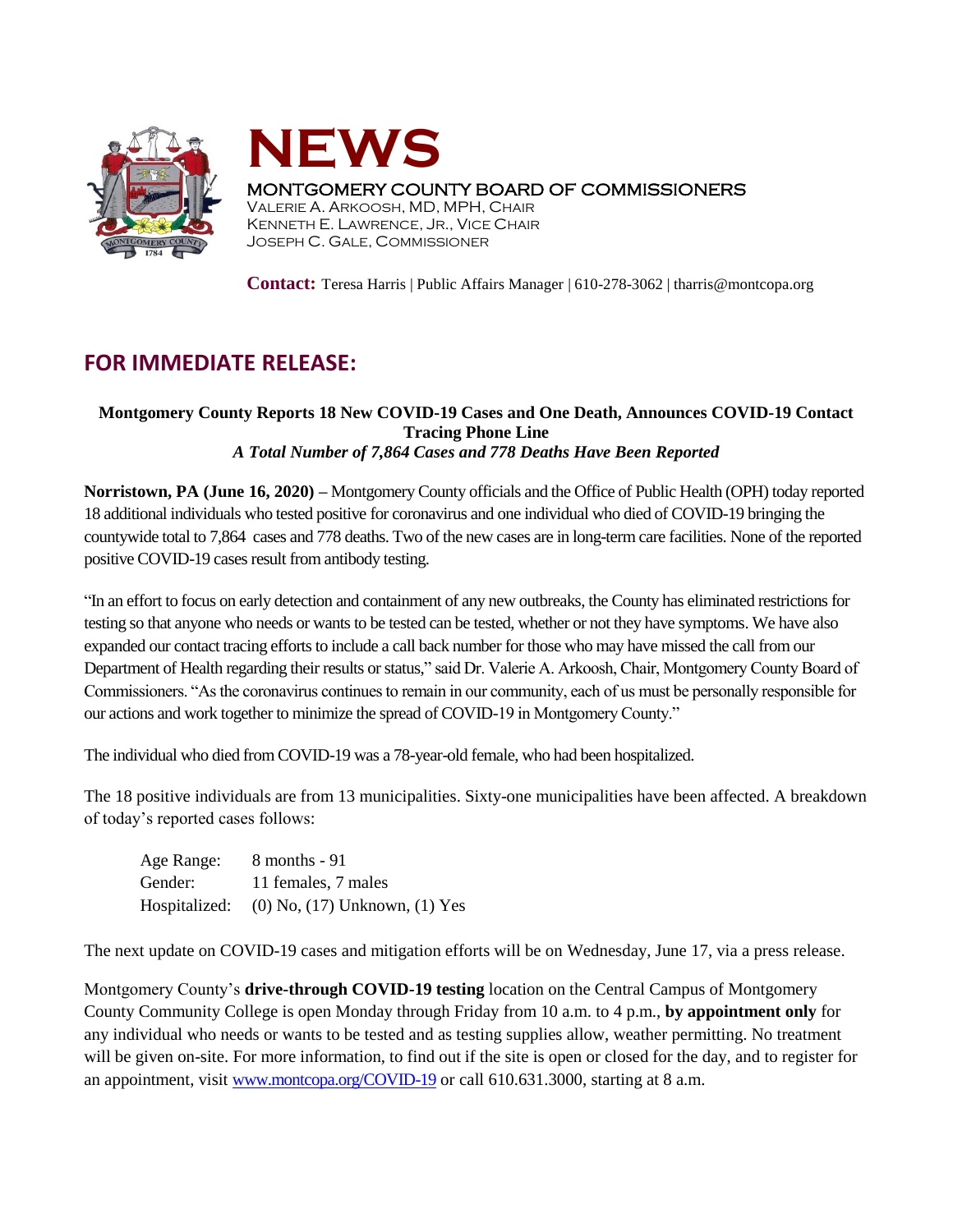# NEWS

MONTGOMERY COUNTY BOARD OF COMMISSIONERS
VALERIE A. ARKOOSH, MD, MPH, CHAIR
KENNETH E. LAWRENCE, JR., VICE CHAIR
JOSEPH C. GALE, COMMISSIONER

**Contact:** Teresa Harris | Public Affairs Manager | 610-278-3062 | tharris@montcopa.org

## FOR IMMEDIATE RELEASE:

**Montgomery County Reports 18 New COVID-19 Cases and One Death, Announces COVID-19 Contact Tracing Phone Line**
***A Total Number of 7,864 Cases and 778 Deaths Have Been Reported***

**Norristown, PA (June 16, 2020) –** Montgomery County officials and the Office of Public Health (OPH) today reported 18 additional individuals who tested positive for coronavirus and one individual who died of COVID-19 bringing the countywide total to 7,864 cases and 778 deaths. Two of the new cases are in long-term care facilities. None of the reported positive COVID-19 cases result from antibody testing.

"In an effort to focus on early detection and containment of any new outbreaks, the County has eliminated restrictions for testing so that anyone who needs or wants to be tested can be tested, whether or not they have symptoms. We have also expanded our contact tracing efforts to include a call back number for those who may have missed the call from our Department of Health regarding their results or status," said Dr. Valerie A. Arkoosh, Chair, Montgomery County Board of Commissioners. "As the coronavirus continues to remain in our community, each of us must be personally responsible for our actions and work together to minimize the spread of COVID-19 in Montgomery County."

The individual who died from COVID-19 was a 78-year-old female, who had been hospitalized.

The 18 positive individuals are from 13 municipalities. Sixty-one municipalities have been affected. A breakdown of today's reported cases follows:

Age Range: 8 months - 91
Gender: 11 females, 7 males
Hospitalized: (0) No, (17) Unknown, (1) Yes

The next update on COVID-19 cases and mitigation efforts will be on Wednesday, June 17, via a press release.

Montgomery County's **drive-through COVID-19 testing** location on the Central Campus of Montgomery County Community College is open Monday through Friday from 10 a.m. to 4 p.m., **by appointment only** for any individual who needs or wants to be tested and as testing supplies allow, weather permitting. No treatment will be given on-site. For more information, to find out if the site is open or closed for the day, and to register for an appointment, visit www.montcopa.org/COVID-19 or call 610.631.3000, starting at 8 a.m.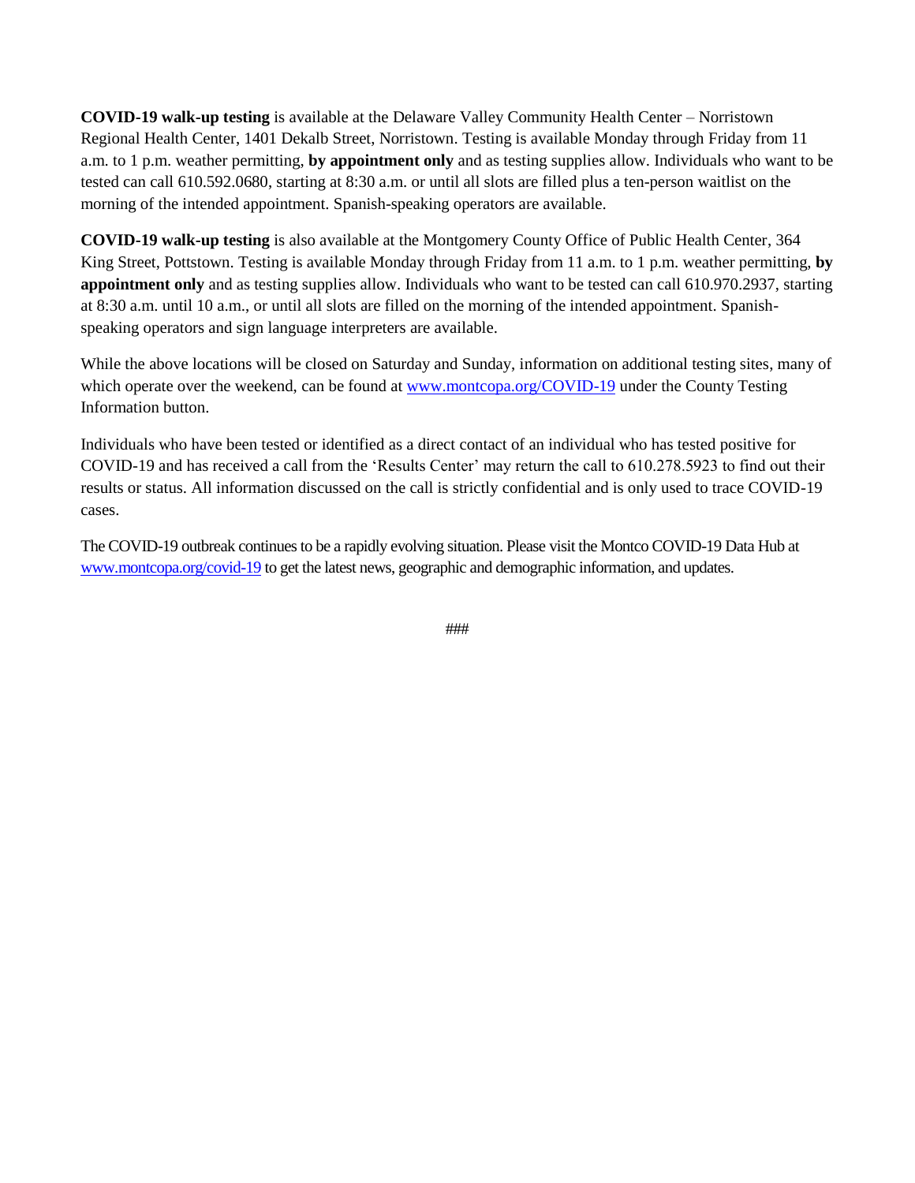**COVID-19 walk-up testing** is available at the Delaware Valley Community Health Center – Norristown Regional Health Center, 1401 Dekalb Street, Norristown. Testing is available Monday through Friday from 11 a.m. to 1 p.m. weather permitting, **by appointment only** and as testing supplies allow. Individuals who want to be tested can call 610.592.0680, starting at 8:30 a.m. or until all slots are filled plus a ten-person waitlist on the morning of the intended appointment. Spanish-speaking operators are available.

**COVID-19 walk-up testing** is also available at the Montgomery County Office of Public Health Center, 364 King Street, Pottstown. Testing is available Monday through Friday from 11 a.m. to 1 p.m. weather permitting, **by appointment only** and as testing supplies allow. Individuals who want to be tested can call 610.970.2937, starting at 8:30 a.m. until 10 a.m., or until all slots are filled on the morning of the intended appointment. Spanish-speaking operators and sign language interpreters are available.

While the above locations will be closed on Saturday and Sunday, information on additional testing sites, many of which operate over the weekend, can be found at [www.montcopa.org/COVID-19](www.montcopa.org/COVID-19) under the County Testing Information button.

Individuals who have been tested or identified as a direct contact of an individual who has tested positive for COVID-19 and has received a call from the 'Results Center' may return the call to 610.278.5923 to find out their results or status. All information discussed on the call is strictly confidential and is only used to trace COVID-19 cases.

The COVID-19 outbreak continues to be a rapidly evolving situation. Please visit the Montco COVID-19 Data Hub at [www.montcopa.org/covid-19](www.montcopa.org/covid-19) to get the latest news, geographic and demographic information, and updates.

###